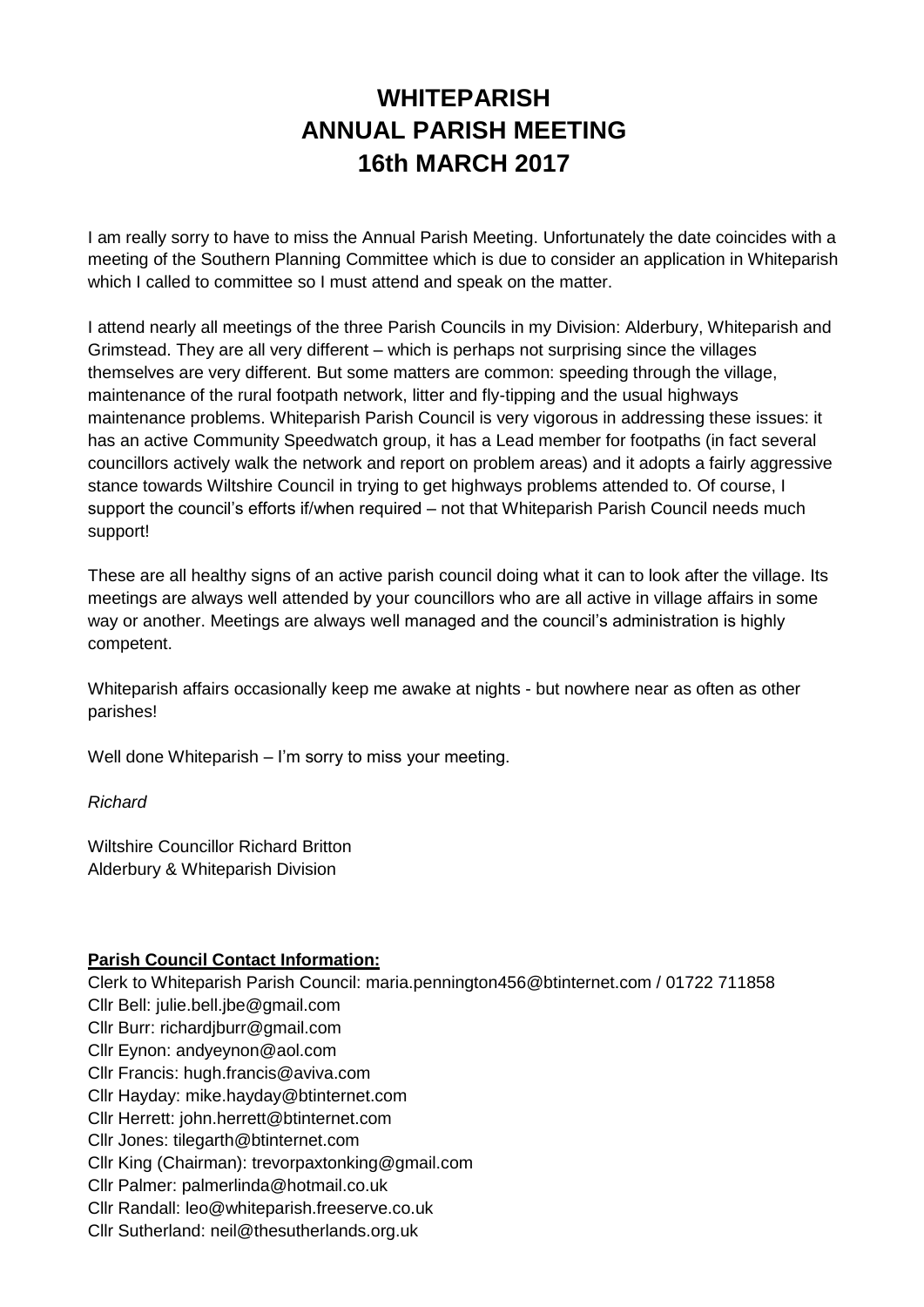# WHITEPARISH
# ANNUAL PARISH MEETING
# 16th MARCH 2017

I am really sorry to have to miss the Annual Parish Meeting. Unfortunately the date coincides with a meeting of the Southern Planning Committee which is due to consider an application in Whiteparish which I called to committee so I must attend and speak on the matter.

I attend nearly all meetings of the three Parish Councils in my Division: Alderbury, Whiteparish and Grimstead. They are all very different – which is perhaps not surprising since the villages themselves are very different. But some matters are common: speeding through the village, maintenance of the rural footpath network, litter and fly-tipping and the usual highways maintenance problems. Whiteparish Parish Council is very vigorous in addressing these issues: it has an active Community Speedwatch group, it has a Lead member for footpaths (in fact several councillors actively walk the network and report on problem areas) and it adopts a fairly aggressive stance towards Wiltshire Council in trying to get highways problems attended to. Of course, I support the council's efforts if/when required – not that Whiteparish Parish Council needs much support!

These are all healthy signs of an active parish council doing what it can to look after the village. Its meetings are always well attended by your councillors who are all active in village affairs in some way or another. Meetings are always well managed and the council's administration is highly competent.

Whiteparish affairs occasionally keep me awake at nights - but nowhere near as often as other parishes!

Well done Whiteparish – I'm sorry to miss your meeting.

*Richard*

Wiltshire Councillor Richard Britton
Alderbury & Whiteparish Division

**Parish Council Contact Information:**

Clerk to Whiteparish Parish Council: maria.pennington456@btinternet.com / 01722 711858
Cllr Bell: julie.bell.jbe@gmail.com
Cllr Burr: richardjburr@gmail.com
Cllr Eynon: andyeynon@aol.com
Cllr Francis: hugh.francis@aviva.com
Cllr Hayday: mike.hayday@btinternet.com
Cllr Herrett: john.herrett@btinternet.com
Cllr Jones: tilegarth@btinternet.com
Cllr King (Chairman): trevorpaxtonking@gmail.com
Cllr Palmer: palmerlinda@hotmail.co.uk
Cllr Randall: leo@whiteparish.freeserve.co.uk
Cllr Sutherland: neil@thesutherlands.org.uk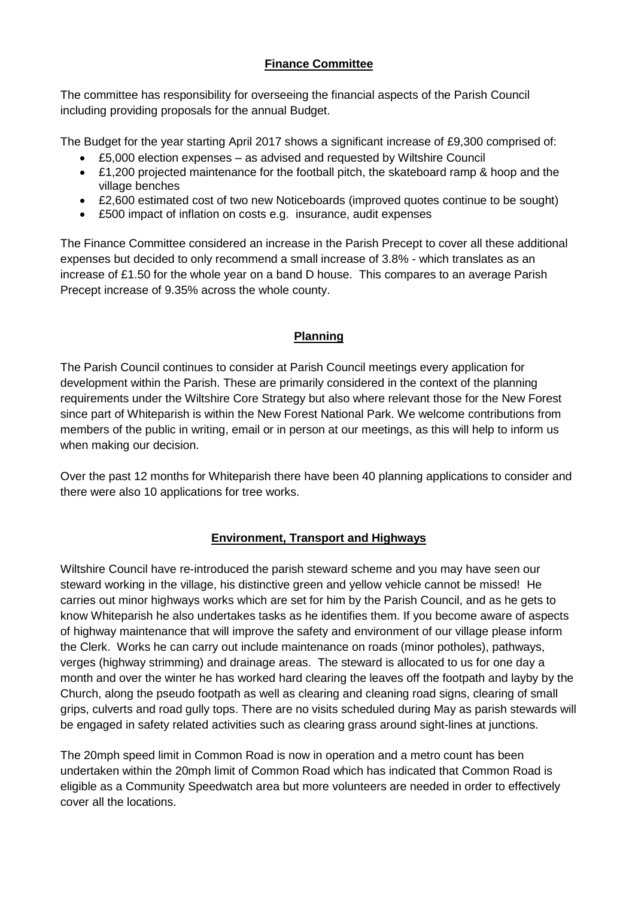## Finance Committee

The committee has responsibility for overseeing the financial aspects of the Parish Council including providing proposals for the annual Budget.

The Budget for the year starting April 2017 shows a significant increase of £9,300 comprised of:

- £5,000 election expenses – as advised and requested by Wiltshire Council
- £1,200 projected maintenance for the football pitch, the skateboard ramp & hoop and the village benches
- £2,600 estimated cost of two new Noticeboards (improved quotes continue to be sought)
- £500 impact of inflation on costs e.g. insurance, audit expenses

The Finance Committee considered an increase in the Parish Precept to cover all these additional expenses but decided to only recommend a small increase of 3.8% - which translates as an increase of £1.50 for the whole year on a band D house. This compares to an average Parish Precept increase of 9.35% across the whole county.

## Planning

The Parish Council continues to consider at Parish Council meetings every application for development within the Parish. These are primarily considered in the context of the planning requirements under the Wiltshire Core Strategy but also where relevant those for the New Forest since part of Whiteparish is within the New Forest National Park. We welcome contributions from members of the public in writing, email or in person at our meetings, as this will help to inform us when making our decision.

Over the past 12 months for Whiteparish there have been 40 planning applications to consider and there were also 10 applications for tree works.

## Environment, Transport and Highways

Wiltshire Council have re-introduced the parish steward scheme and you may have seen our steward working in the village, his distinctive green and yellow vehicle cannot be missed! He carries out minor highways works which are set for him by the Parish Council, and as he gets to know Whiteparish he also undertakes tasks as he identifies them. If you become aware of aspects of highway maintenance that will improve the safety and environment of our village please inform the Clerk. Works he can carry out include maintenance on roads (minor potholes), pathways, verges (highway strimming) and drainage areas. The steward is allocated to us for one day a month and over the winter he has worked hard clearing the leaves off the footpath and layby by the Church, along the pseudo footpath as well as clearing and cleaning road signs, clearing of small grips, culverts and road gully tops. There are no visits scheduled during May as parish stewards will be engaged in safety related activities such as clearing grass around sight-lines at junctions.

The 20mph speed limit in Common Road is now in operation and a metro count has been undertaken within the 20mph limit of Common Road which has indicated that Common Road is eligible as a Community Speedwatch area but more volunteers are needed in order to effectively cover all the locations.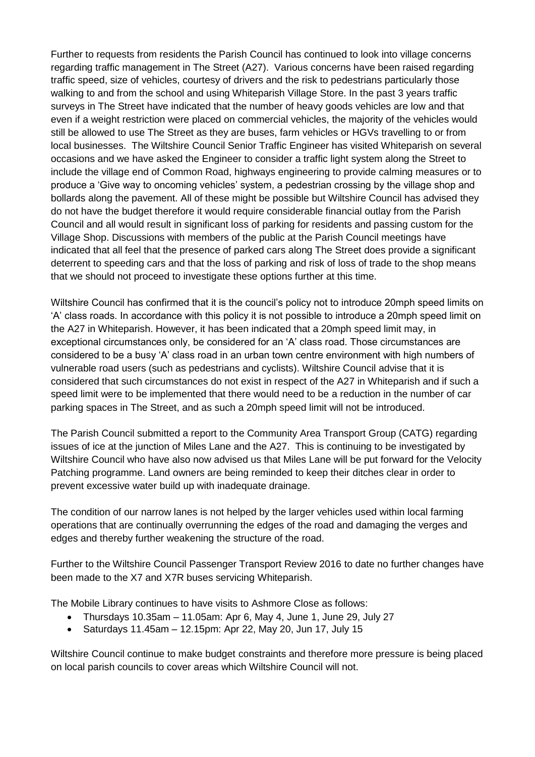Further to requests from residents the Parish Council has continued to look into village concerns regarding traffic management in The Street (A27). Various concerns have been raised regarding traffic speed, size of vehicles, courtesy of drivers and the risk to pedestrians particularly those walking to and from the school and using Whiteparish Village Store. In the past 3 years traffic surveys in The Street have indicated that the number of heavy goods vehicles are low and that even if a weight restriction were placed on commercial vehicles, the majority of the vehicles would still be allowed to use The Street as they are buses, farm vehicles or HGVs travelling to or from local businesses. The Wiltshire Council Senior Traffic Engineer has visited Whiteparish on several occasions and we have asked the Engineer to consider a traffic light system along the Street to include the village end of Common Road, highways engineering to provide calming measures or to produce a 'Give way to oncoming vehicles' system, a pedestrian crossing by the village shop and bollards along the pavement. All of these might be possible but Wiltshire Council has advised they do not have the budget therefore it would require considerable financial outlay from the Parish Council and all would result in significant loss of parking for residents and passing custom for the Village Shop. Discussions with members of the public at the Parish Council meetings have indicated that all feel that the presence of parked cars along The Street does provide a significant deterrent to speeding cars and that the loss of parking and risk of loss of trade to the shop means that we should not proceed to investigate these options further at this time.

Wiltshire Council has confirmed that it is the council's policy not to introduce 20mph speed limits on 'A' class roads. In accordance with this policy it is not possible to introduce a 20mph speed limit on the A27 in Whiteparish. However, it has been indicated that a 20mph speed limit may, in exceptional circumstances only, be considered for an 'A' class road. Those circumstances are considered to be a busy 'A' class road in an urban town centre environment with high numbers of vulnerable road users (such as pedestrians and cyclists). Wiltshire Council advise that it is considered that such circumstances do not exist in respect of the A27 in Whiteparish and if such a speed limit were to be implemented that there would need to be a reduction in the number of car parking spaces in The Street, and as such a 20mph speed limit will not be introduced.

The Parish Council submitted a report to the Community Area Transport Group (CATG) regarding issues of ice at the junction of Miles Lane and the A27. This is continuing to be investigated by Wiltshire Council who have also now advised us that Miles Lane will be put forward for the Velocity Patching programme. Land owners are being reminded to keep their ditches clear in order to prevent excessive water build up with inadequate drainage.

The condition of our narrow lanes is not helped by the larger vehicles used within local farming operations that are continually overrunning the edges of the road and damaging the verges and edges and thereby further weakening the structure of the road.

Further to the Wiltshire Council Passenger Transport Review 2016 to date no further changes have been made to the X7 and X7R buses servicing Whiteparish.

The Mobile Library continues to have visits to Ashmore Close as follows:

- Thursdays 10.35am – 11.05am: Apr 6, May 4, June 1, June 29, July 27
- Saturdays 11.45am – 12.15pm: Apr 22, May 20, Jun 17, July 15

Wiltshire Council continue to make budget constraints and therefore more pressure is being placed on local parish councils to cover areas which Wiltshire Council will not.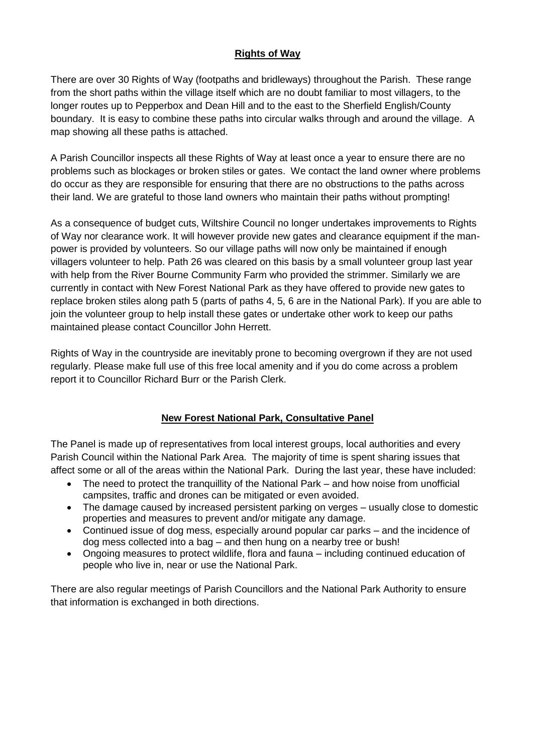## Rights of Way

There are over 30 Rights of Way (footpaths and bridleways) throughout the Parish. These range from the short paths within the village itself which are no doubt familiar to most villagers, to the longer routes up to Pepperbox and Dean Hill and to the east to the Sherfield English/County boundary. It is easy to combine these paths into circular walks through and around the village. A map showing all these paths is attached.

A Parish Councillor inspects all these Rights of Way at least once a year to ensure there are no problems such as blockages or broken stiles or gates. We contact the land owner where problems do occur as they are responsible for ensuring that there are no obstructions to the paths across their land. We are grateful to those land owners who maintain their paths without prompting!

As a consequence of budget cuts, Wiltshire Council no longer undertakes improvements to Rights of Way nor clearance work. It will however provide new gates and clearance equipment if the man-power is provided by volunteers. So our village paths will now only be maintained if enough villagers volunteer to help. Path 26 was cleared on this basis by a small volunteer group last year with help from the River Bourne Community Farm who provided the strimmer. Similarly we are currently in contact with New Forest National Park as they have offered to provide new gates to replace broken stiles along path 5 (parts of paths 4, 5, 6 are in the National Park). If you are able to join the volunteer group to help install these gates or undertake other work to keep our paths maintained please contact Councillor John Herrett.

Rights of Way in the countryside are inevitably prone to becoming overgrown if they are not used regularly. Please make full use of this free local amenity and if you do come across a problem report it to Councillor Richard Burr or the Parish Clerk.

## New Forest National Park, Consultative Panel

The Panel is made up of representatives from local interest groups, local authorities and every Parish Council within the National Park Area. The majority of time is spent sharing issues that affect some or all of the areas within the National Park. During the last year, these have included:

- The need to protect the tranquillity of the National Park – and how noise from unofficial campsites, traffic and drones can be mitigated or even avoided.
- The damage caused by increased persistent parking on verges – usually close to domestic properties and measures to prevent and/or mitigate any damage.
- Continued issue of dog mess, especially around popular car parks – and the incidence of dog mess collected into a bag – and then hung on a nearby tree or bush!
- Ongoing measures to protect wildlife, flora and fauna – including continued education of people who live in, near or use the National Park.

There are also regular meetings of Parish Councillors and the National Park Authority to ensure that information is exchanged in both directions.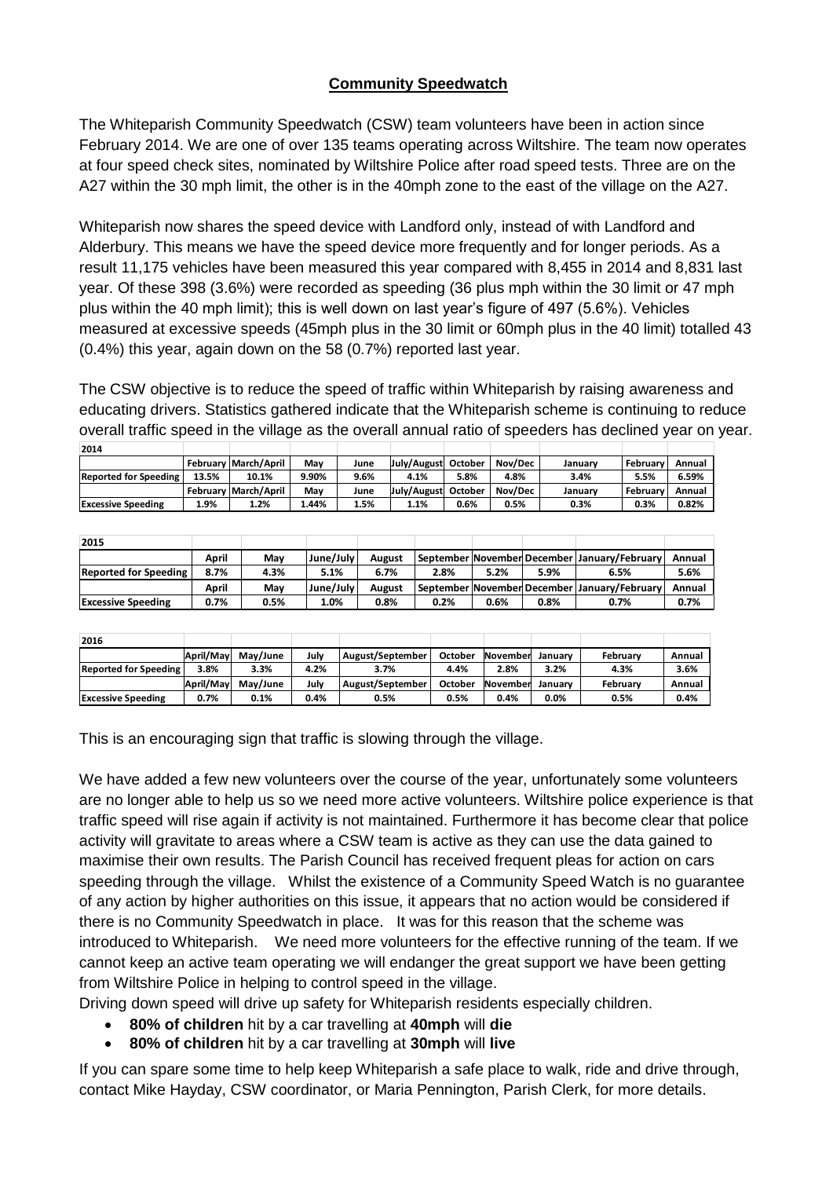## Community Speedwatch

The Whiteparish Community Speedwatch (CSW) team volunteers have been in action since February 2014. We are one of over 135 teams operating across Wiltshire. The team now operates at four speed check sites, nominated by Wiltshire Police after road speed tests. Three are on the A27 within the 30 mph limit, the other is in the 40mph zone to the east of the village on the A27.

Whiteparish now shares the speed device with Landford only, instead of with Landford and Alderbury. This means we have the speed device more frequently and for longer periods. As a result 11,175 vehicles have been measured this year compared with 8,455 in 2014 and 8,831 last year. Of these 398 (3.6%) were recorded as speeding (36 plus mph within the 30 limit or 47 mph plus within the 40 mph limit); this is well down on last year's figure of 497 (5.6%). Vehicles measured at excessive speeds (45mph plus in the 30 limit or 60mph plus in the 40 limit) totalled 43 (0.4%) this year, again down on the 58 (0.7%) reported last year.

The CSW objective is to reduce the speed of traffic within Whiteparish by raising awareness and educating drivers. Statistics gathered indicate that the Whiteparish scheme is continuing to reduce overall traffic speed in the village as the overall annual ratio of speeders has declined year on year.

| 2014 | | | | | | | | | | |
|---|---|---|---|---|---|---|---|---|---|---|
| | February | March/April | May | June | July/August | October | Nov/Dec | January | February | Annual |
| Reported for Speeding | 13.5% | 10.1% | 9.90% | 9.6% | 4.1% | 5.8% | 4.8% | 3.4% | 5.5% | 6.59% |
| | February | March/April | May | June | July/August | October | Nov/Dec | January | February | Annual |
| Excessive Speeding | 1.9% | 1.2% | 1.44% | 1.5% | 1.1% | 0.6% | 0.5% | 0.3% | 0.3% | 0.82% |

| 2015 | | | | | | | | | |
|---|---|---|---|---|---|---|---|---|---|
| | April | May | June/July | August | September | November | December | January/February | Annual |
| Reported for Speeding | 8.7% | 4.3% | 5.1% | 6.7% | 2.8% | 5.2% | 5.9% | 6.5% | 5.6% |
| | April | May | June/July | August | September | November | December | January/February | Annual |
| Excessive Speeding | 0.7% | 0.5% | 1.0% | 0.8% | 0.2% | 0.6% | 0.8% | 0.7% | 0.7% |

| 2016 | | | | | | | | | |
|---|---|---|---|---|---|---|---|---|---|
| | April/May | May/June | July | August/September | October | November | January | February | Annual |
| Reported for Speeding | 3.8% | 3.3% | 4.2% | 3.7% | 4.4% | 2.8% | 3.2% | 4.3% | 3.6% |
| | April/May | May/June | July | August/September | October | November | January | February | Annual |
| Excessive Speeding | 0.7% | 0.1% | 0.4% | 0.5% | 0.5% | 0.4% | 0.0% | 0.5% | 0.4% |

This is an encouraging sign that traffic is slowing through the village.

We have added a few new volunteers over the course of the year, unfortunately some volunteers are no longer able to help us so we need more active volunteers. Wiltshire police experience is that traffic speed will rise again if activity is not maintained. Furthermore it has become clear that police activity will gravitate to areas where a CSW team is active as they can use the data gained to maximise their own results. The Parish Council has received frequent pleas for action on cars speeding through the village. Whilst the existence of a Community Speed Watch is no guarantee of any action by higher authorities on this issue, it appears that no action would be considered if there is no Community Speedwatch in place. It was for this reason that the scheme was introduced to Whiteparish. We need more volunteers for the effective running of the team. If we cannot keep an active team operating we will endanger the great support we have been getting from Wiltshire Police in helping to control speed in the village.

Driving down speed will drive up safety for Whiteparish residents especially children.

- **80% of children** hit by a car travelling at **40mph** will **die**
- **80% of children** hit by a car travelling at **30mph** will **live**

If you can spare some time to help keep Whiteparish a safe place to walk, ride and drive through, contact Mike Hayday, CSW coordinator, or Maria Pennington, Parish Clerk, for more details.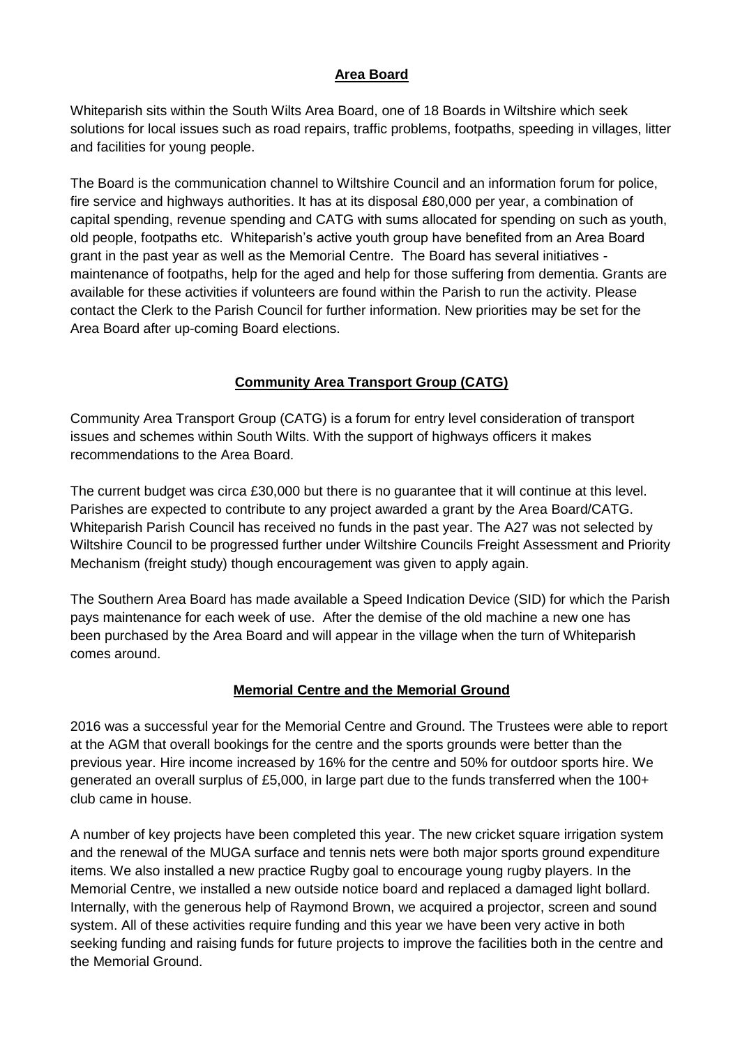## **Area Board**

Whiteparish sits within the South Wilts Area Board, one of 18 Boards in Wiltshire which seek solutions for local issues such as road repairs, traffic problems, footpaths, speeding in villages, litter and facilities for young people.

The Board is the communication channel to Wiltshire Council and an information forum for police, fire service and highways authorities. It has at its disposal £80,000 per year, a combination of capital spending, revenue spending and CATG with sums allocated for spending on such as youth, old people, footpaths etc. Whiteparish's active youth group have benefited from an Area Board grant in the past year as well as the Memorial Centre. The Board has several initiatives - maintenance of footpaths, help for the aged and help for those suffering from dementia. Grants are available for these activities if volunteers are found within the Parish to run the activity. Please contact the Clerk to the Parish Council for further information. New priorities may be set for the Area Board after up-coming Board elections.

## **Community Area Transport Group (CATG)**

Community Area Transport Group (CATG) is a forum for entry level consideration of transport issues and schemes within South Wilts. With the support of highways officers it makes recommendations to the Area Board.

The current budget was circa £30,000 but there is no guarantee that it will continue at this level. Parishes are expected to contribute to any project awarded a grant by the Area Board/CATG. Whiteparish Parish Council has received no funds in the past year. The A27 was not selected by Wiltshire Council to be progressed further under Wiltshire Councils Freight Assessment and Priority Mechanism (freight study) though encouragement was given to apply again.

The Southern Area Board has made available a Speed Indication Device (SID) for which the Parish pays maintenance for each week of use. After the demise of the old machine a new one has been purchased by the Area Board and will appear in the village when the turn of Whiteparish comes around.

## **Memorial Centre and the Memorial Ground**

2016 was a successful year for the Memorial Centre and Ground. The Trustees were able to report at the AGM that overall bookings for the centre and the sports grounds were better than the previous year. Hire income increased by 16% for the centre and 50% for outdoor sports hire. We generated an overall surplus of £5,000, in large part due to the funds transferred when the 100+ club came in house.

A number of key projects have been completed this year. The new cricket square irrigation system and the renewal of the MUGA surface and tennis nets were both major sports ground expenditure items. We also installed a new practice Rugby goal to encourage young rugby players. In the Memorial Centre, we installed a new outside notice board and replaced a damaged light bollard. Internally, with the generous help of Raymond Brown, we acquired a projector, screen and sound system. All of these activities require funding and this year we have been very active in both seeking funding and raising funds for future projects to improve the facilities both in the centre and the Memorial Ground.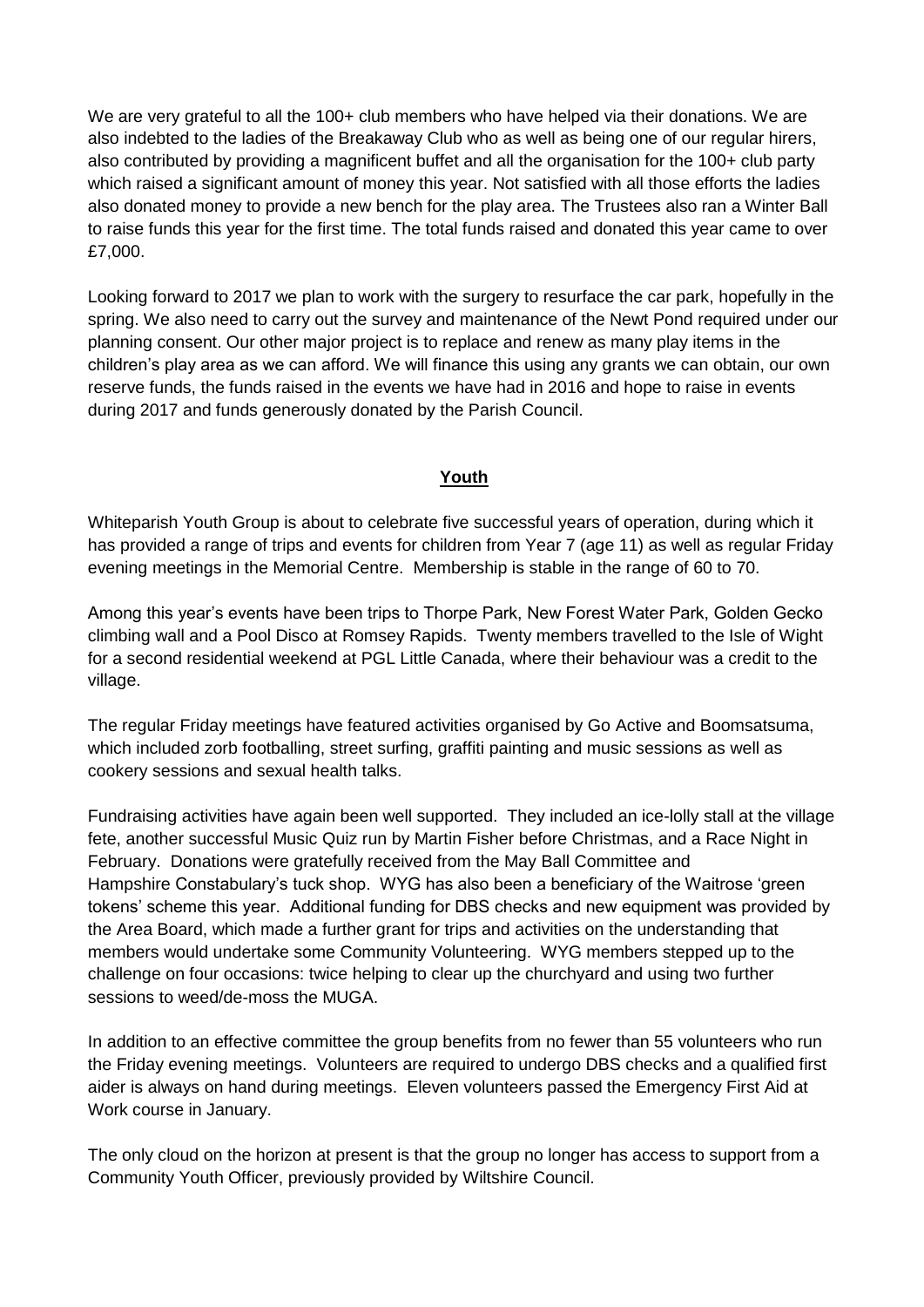We are very grateful to all the 100+ club members who have helped via their donations. We are also indebted to the ladies of the Breakaway Club who as well as being one of our regular hirers, also contributed by providing a magnificent buffet and all the organisation for the 100+ club party which raised a significant amount of money this year. Not satisfied with all those efforts the ladies also donated money to provide a new bench for the play area. The Trustees also ran a Winter Ball to raise funds this year for the first time. The total funds raised and donated this year came to over £7,000.

Looking forward to 2017 we plan to work with the surgery to resurface the car park, hopefully in the spring. We also need to carry out the survey and maintenance of the Newt Pond required under our planning consent. Our other major project is to replace and renew as many play items in the children's play area as we can afford. We will finance this using any grants we can obtain, our own reserve funds, the funds raised in the events we have had in 2016 and hope to raise in events during 2017 and funds generously donated by the Parish Council.

## Youth

Whiteparish Youth Group is about to celebrate five successful years of operation, during which it has provided a range of trips and events for children from Year 7 (age 11) as well as regular Friday evening meetings in the Memorial Centre. Membership is stable in the range of 60 to 70.

Among this year's events have been trips to Thorpe Park, New Forest Water Park, Golden Gecko climbing wall and a Pool Disco at Romsey Rapids. Twenty members travelled to the Isle of Wight for a second residential weekend at PGL Little Canada, where their behaviour was a credit to the village.

The regular Friday meetings have featured activities organised by Go Active and Boomsatsuma, which included zorb footballing, street surfing, graffiti painting and music sessions as well as cookery sessions and sexual health talks.

Fundraising activities have again been well supported. They included an ice-lolly stall at the village fete, another successful Music Quiz run by Martin Fisher before Christmas, and a Race Night in February. Donations were gratefully received from the May Ball Committee and Hampshire Constabulary's tuck shop. WYG has also been a beneficiary of the Waitrose 'green tokens' scheme this year. Additional funding for DBS checks and new equipment was provided by the Area Board, which made a further grant for trips and activities on the understanding that members would undertake some Community Volunteering. WYG members stepped up to the challenge on four occasions: twice helping to clear up the churchyard and using two further sessions to weed/de-moss the MUGA.

In addition to an effective committee the group benefits from no fewer than 55 volunteers who run the Friday evening meetings. Volunteers are required to undergo DBS checks and a qualified first aider is always on hand during meetings. Eleven volunteers passed the Emergency First Aid at Work course in January.

The only cloud on the horizon at present is that the group no longer has access to support from a Community Youth Officer, previously provided by Wiltshire Council.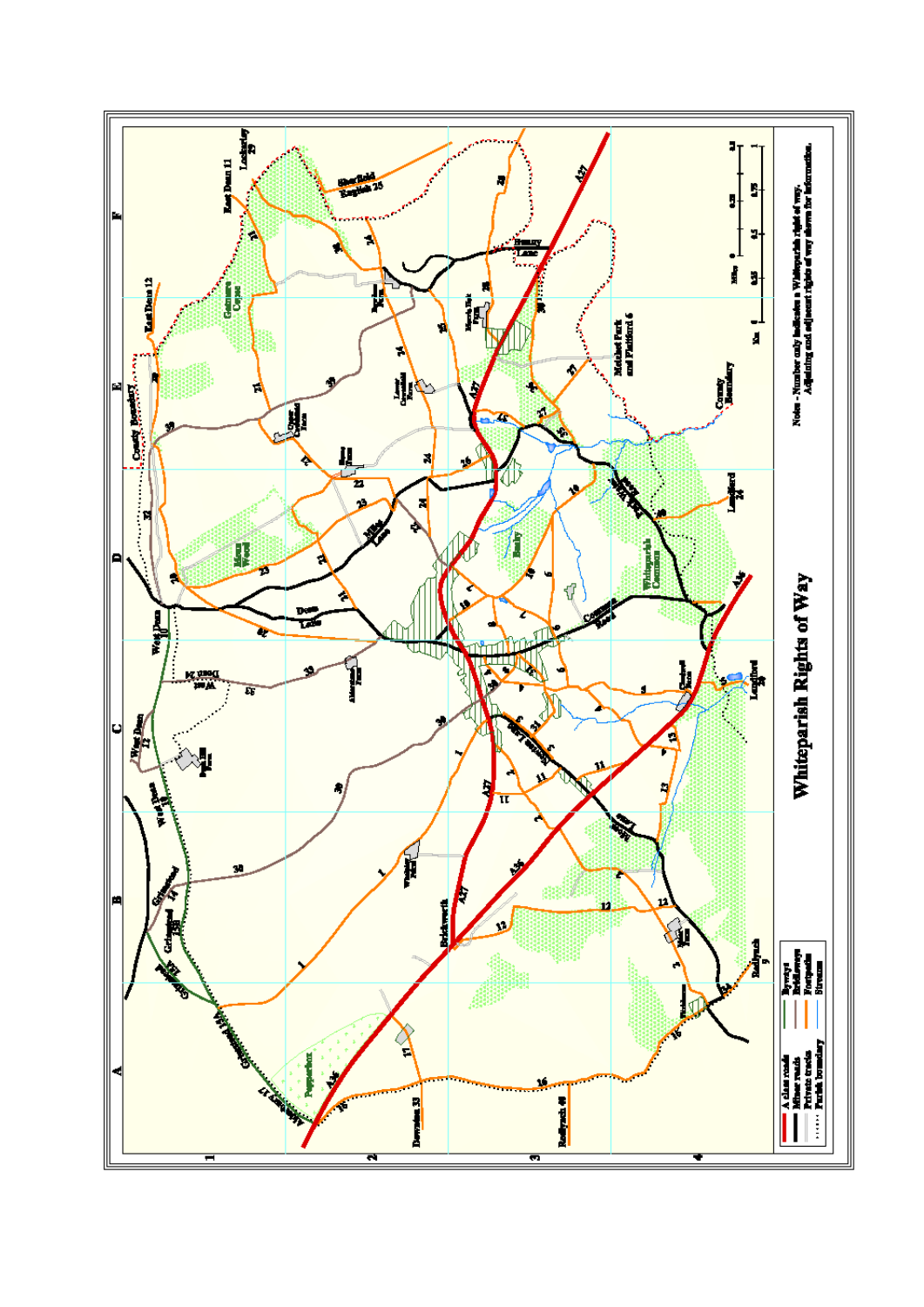# Whiteparish Rights of Way

A class roads
Minor roads
Private tracks
Parish boundary
Byways
Bridleways
Footpaths
Streams

Note - Number only indicates a Whiteparish right of way.
Adjoining and adjacent rights of way shown for information.